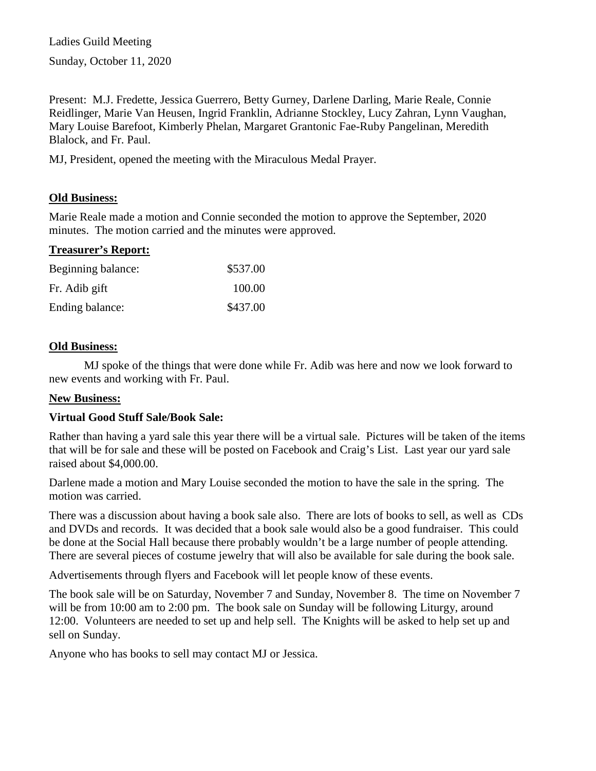Ladies Guild Meeting

Sunday, October 11, 2020

Present: M.J. Fredette, Jessica Guerrero, Betty Gurney, Darlene Darling, Marie Reale, Connie Reidlinger, Marie Van Heusen, Ingrid Franklin, Adrianne Stockley, Lucy Zahran, Lynn Vaughan, Mary Louise Barefoot, Kimberly Phelan, Margaret Grantonic Fae-Ruby Pangelinan, Meredith Blalock, and Fr. Paul.

MJ, President, opened the meeting with the Miraculous Medal Prayer.

**Old Business:**

Marie Reale made a motion and Connie seconded the motion to approve the September, 2020 minutes. The motion carried and the minutes were approved.

**Treasurer's Report:**

| | |
|---|---|
| Beginning balance: | $537.00 |
| Fr. Adib gift | 100.00 |
| Ending balance: | $437.00 |

**Old Business:**

MJ spoke of the things that were done while Fr. Adib was here and now we look forward to new events and working with Fr. Paul.

**New Business:**

**Virtual Good Stuff Sale/Book Sale:**

Rather than having a yard sale this year there will be a virtual sale. Pictures will be taken of the items that will be for sale and these will be posted on Facebook and Craig's List. Last year our yard sale raised about $4,000.00.

Darlene made a motion and Mary Louise seconded the motion to have the sale in the spring. The motion was carried.

There was a discussion about having a book sale also. There are lots of books to sell, as well as CDs and DVDs and records. It was decided that a book sale would also be a good fundraiser. This could be done at the Social Hall because there probably wouldn't be a large number of people attending. There are several pieces of costume jewelry that will also be available for sale during the book sale.

Advertisements through flyers and Facebook will let people know of these events.

The book sale will be on Saturday, November 7 and Sunday, November 8. The time on November 7 will be from 10:00 am to 2:00 pm. The book sale on Sunday will be following Liturgy, around 12:00. Volunteers are needed to set up and help sell. The Knights will be asked to help set up and sell on Sunday.

Anyone who has books to sell may contact MJ or Jessica.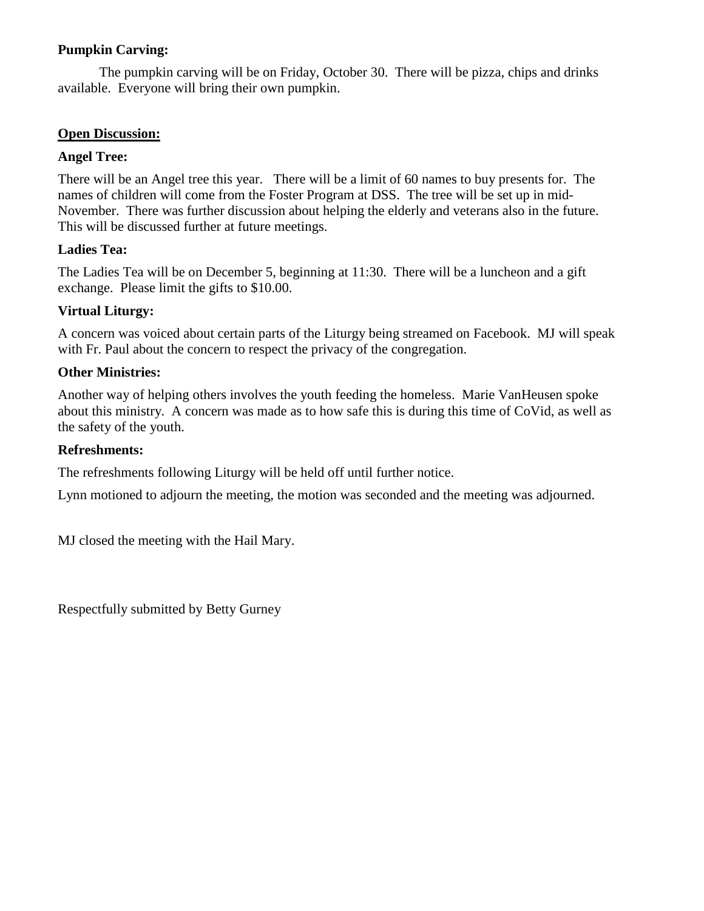**Pumpkin Carving:**

The pumpkin carving will be on Friday, October 30. There will be pizza, chips and drinks available. Everyone will bring their own pumpkin.

**<u>Open Discussion:</u>**

**Angel Tree:**

There will be an Angel tree this year. There will be a limit of 60 names to buy presents for. The names of children will come from the Foster Program at DSS. The tree will be set up in mid-November. There was further discussion about helping the elderly and veterans also in the future. This will be discussed further at future meetings.

**Ladies Tea:**

The Ladies Tea will be on December 5, beginning at 11:30. There will be a luncheon and a gift exchange. Please limit the gifts to $10.00.

**Virtual Liturgy:**

A concern was voiced about certain parts of the Liturgy being streamed on Facebook. MJ will speak with Fr. Paul about the concern to respect the privacy of the congregation.

**Other Ministries:**

Another way of helping others involves the youth feeding the homeless. Marie VanHeusen spoke about this ministry. A concern was made as to how safe this is during this time of CoVid, as well as the safety of the youth.

**Refreshments:**

The refreshments following Liturgy will be held off until further notice.

Lynn motioned to adjourn the meeting, the motion was seconded and the meeting was adjourned.

MJ closed the meeting with the Hail Mary.

Respectfully submitted by Betty Gurney